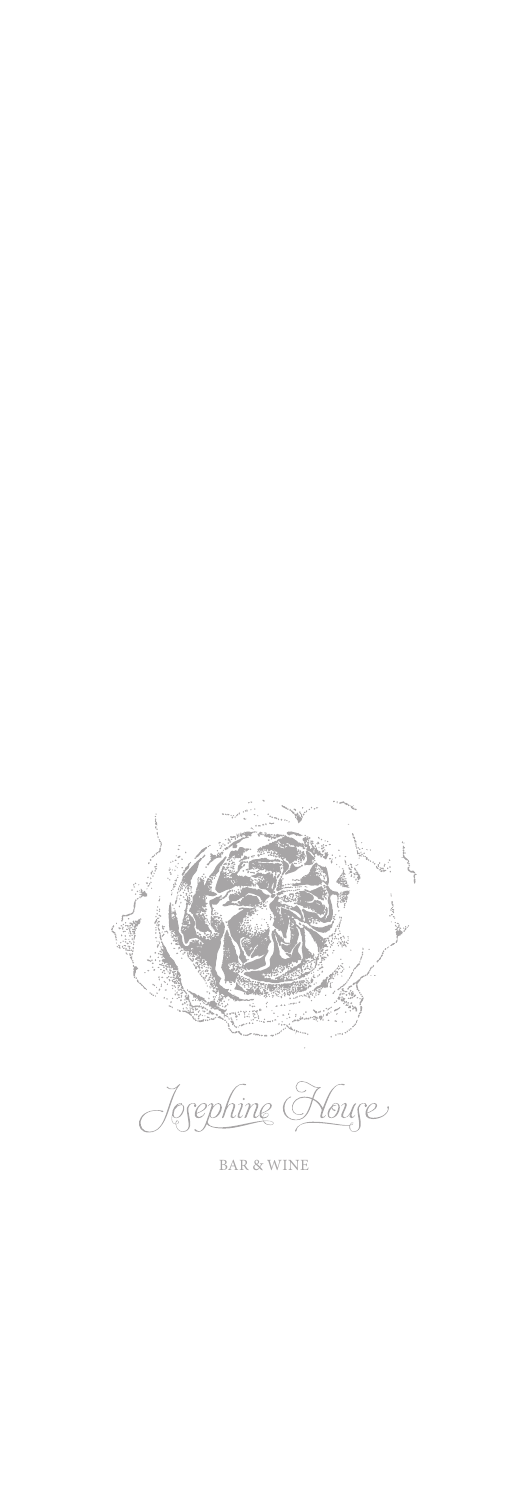# Josephine House

BAR & WINE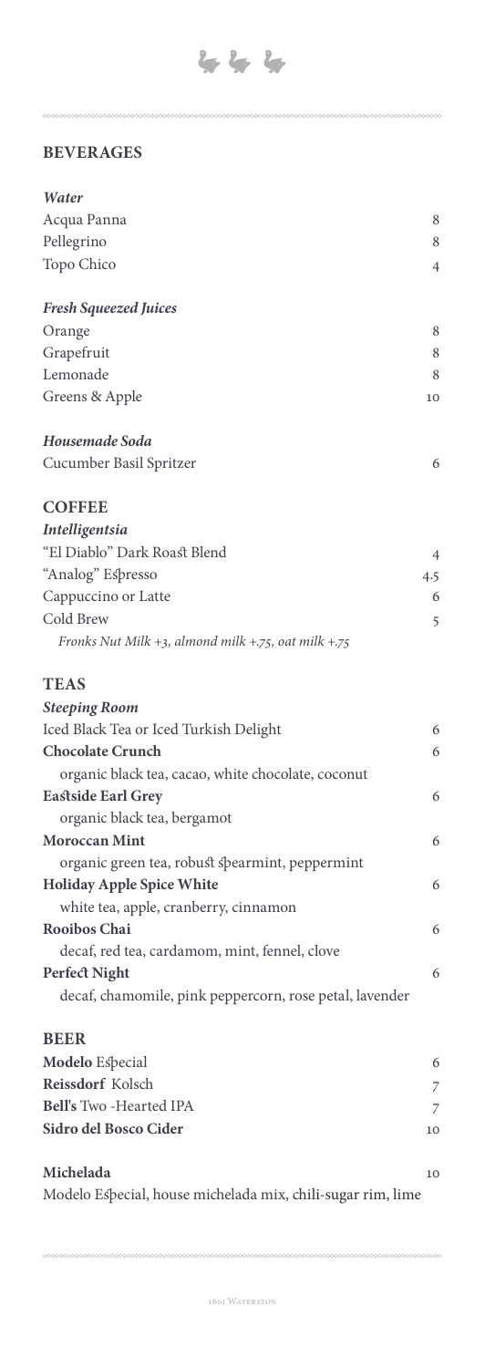## BEVERAGES

***Water***

Acqua Panna 8

Pellegrino 8

Topo Chico 4

***Fresh Squeezed Juices***

Orange 8

Grapefruit 8

Lemonade 8

Greens & Apple 10

***Housemade Soda***

Cucumber Basil Spritzer 6

## COFFEE

***Intelligentsia***

"El Diablo" Dark Roast Blend 4

"Analog" Espresso 4.5

Cappuccino or Latte 6

Cold Brew 5

*Fronks Nut Milk +3, almond milk +.75, oat milk +.75*

## TEAS

***Steeping Room***

Iced Black Tea or Iced Turkish Delight 6

**Chocolate Crunch** 6
organic black tea, cacao, white chocolate, coconut

**Eastside Earl Grey** 6
organic black tea, bergamot

**Moroccan Mint** 6
organic green tea, robust spearmint, peppermint

**Holiday Apple Spice White** 6
white tea, apple, cranberry, cinnamon

**Rooibos Chai** 6
decaf, red tea, cardamom, mint, fennel, clove

**Perfect Night** 6
decaf, chamomile, pink peppercorn, rose petal, lavender

## BEER

**Modelo** Especial 6

**Reissdorf** Kolsch 7

**Bell's** Two -Hearted IPA 7

**Sidro del Bosco Cider** 10

**Michelada** 10
Modelo Especial, house michelada mix, chili-sugar rim, lime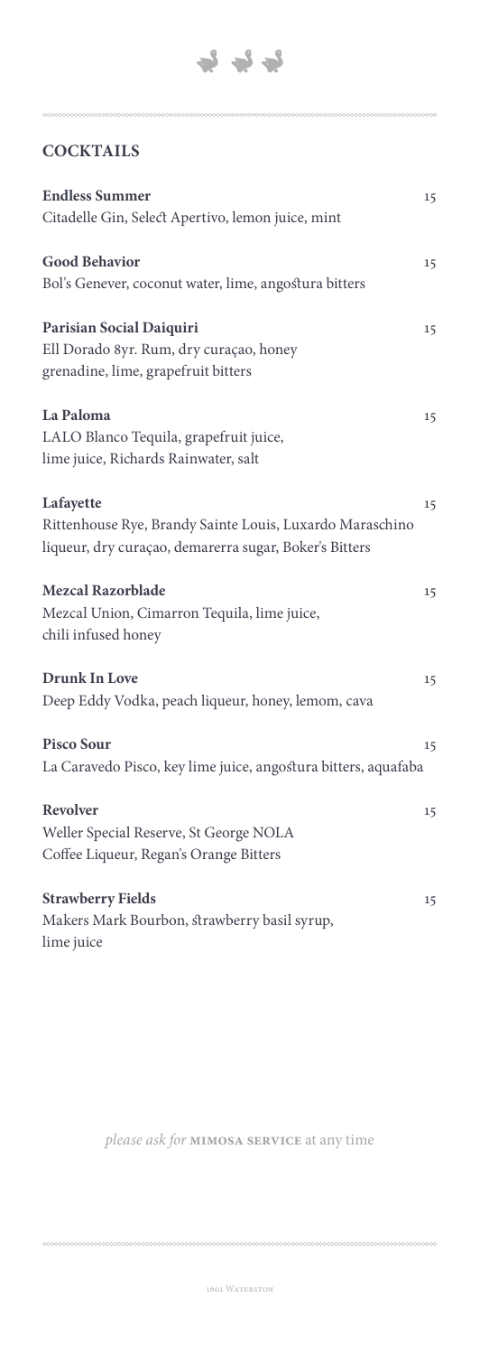## COCKTAILS

**Endless Summer** 15
Citadelle Gin, Select Apertivo, lemon juice, mint

**Good Behavior** 15
Bol's Genever, coconut water, lime, angostura bitters

**Parisian Social Daiquiri** 15
Ell Dorado 8yr. Rum, dry curaçao, honey
grenadine, lime, grapefruit bitters

**La Paloma** 15
LALO Blanco Tequila, grapefruit juice,
lime juice, Richards Rainwater, salt

**Lafayette** 15
Rittenhouse Rye, Brandy Sainte Louis, Luxardo Maraschino
liqueur, dry curaçao, demarerra sugar, Boker's Bitters

**Mezcal Razorblade** 15
Mezcal Union, Cimarron Tequila, lime juice,
chili infused honey

**Drunk In Love** 15
Deep Eddy Vodka, peach liqueur, honey, lemom, cava

**Pisco Sour** 15
La Caravedo Pisco, key lime juice, angostura bitters, aquafaba

**Revolver** 15
Weller Special Reserve, St George NOLA
Coffee Liqueur, Regan's Orange Bitters

**Strawberry Fields** 15
Makers Mark Bourbon, strawberry basil syrup,
lime juice

*please ask for* **MIMOSA SERVICE** at any time

1601 WATERSTON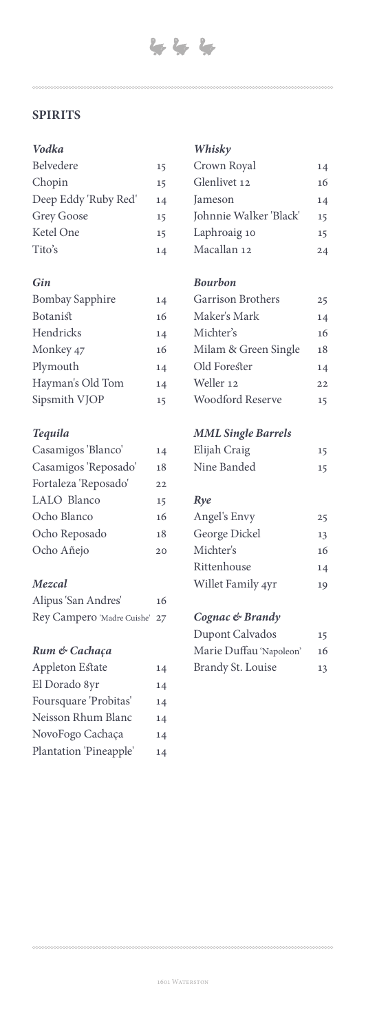## SPIRITS

### *Vodka*

| | |
|---|---|
| Belvedere | 15 |
| Chopin | 15 |
| Deep Eddy 'Ruby Red' | 14 |
| Grey Goose | 15 |
| Ketel One | 15 |
| Tito's | 14 |

### *Gin*

| | |
|---|---|
| Bombay Sapphire | 14 |
| Botanist | 16 |
| Hendricks | 14 |
| Monkey 47 | 16 |
| Plymouth | 14 |
| Hayman's Old Tom | 14 |
| Sipsmith VJOP | 15 |

### *Tequila*

| | |
|---|---|
| Casamigos 'Blanco' | 14 |
| Casamigos 'Reposado' | 18 |
| Fortaleza 'Reposado' | 22 |
| LALO Blanco | 15 |
| Ocho Blanco | 16 |
| Ocho Reposado | 18 |
| Ocho Añejo | 20 |

### *Mezcal*

| | |
|---|---|
| Alipus 'San Andres' | 16 |
| Rey Campero 'Madre Cuishe' | 27 |

### *Rum & Cachaça*

| | |
|---|---|
| Appleton Estate | 14 |
| El Dorado 8yr | 14 |
| Foursquare 'Probitas' | 14 |
| Neisson Rhum Blanc | 14 |
| NovoFogo Cachaça | 14 |
| Plantation 'Pineapple' | 14 |

### *Whisky*

| | |
|---|---|
| Crown Royal | 14 |
| Glenlivet 12 | 16 |
| Jameson | 14 |
| Johnnie Walker 'Black' | 15 |
| Laphroaig 10 | 15 |
| Macallan 12 | 24 |

### *Bourbon*

| | |
|---|---|
| Garrison Brothers | 25 |
| Maker's Mark | 14 |
| Michter's | 16 |
| Milam & Green Single | 18 |
| Old Forester | 14 |
| Weller 12 | 22 |
| Woodford Reserve | 15 |

### *MML Single Barrels*

| | |
|---|---|
| Elijah Craig | 15 |
| Nine Banded | 15 |

### *Rye*

| | |
|---|---|
| Angel's Envy | 25 |
| George Dickel | 13 |
| Michter's | 16 |
| Rittenhouse | 14 |
| Willet Family 4yr | 19 |

### *Cognac & Brandy*

| | |
|---|---|
| Dupont Calvados | 15 |
| Marie Duffau 'Napoleon' | 16 |
| Brandy St. Louise | 13 |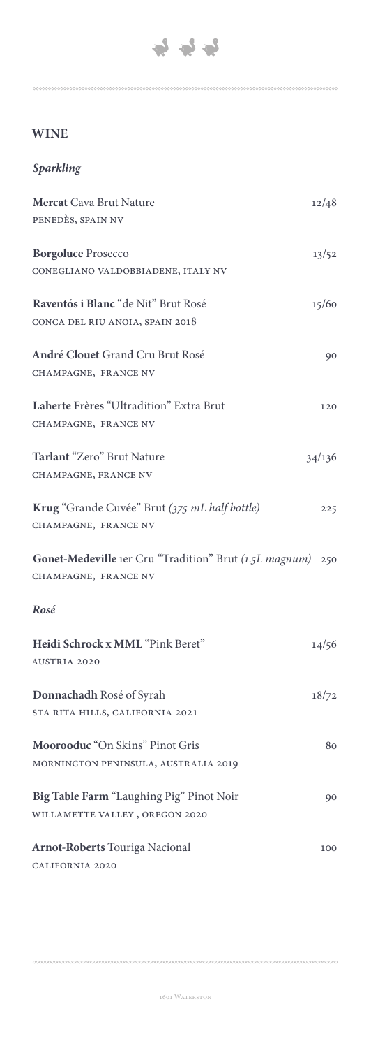## WINE

### *Sparkling*

**Mercat** Cava Brut Nature — 12/48
PENEDÈS, SPAIN NV

**Borgoluce** Prosecco — 13/52
CONEGLIANO VALDOBBIADENE, ITALY NV

**Raventós i Blanc** "de Nit" Brut Rosé — 15/60
CONCA DEL RIU ANOIA, SPAIN 2018

**André Clouet** Grand Cru Brut Rosé — 90
CHAMPAGNE, FRANCE NV

**Laherte Frères** "Ultradition" Extra Brut — 120
CHAMPAGNE, FRANCE NV

**Tarlant** "Zero" Brut Nature — 34/136
CHAMPAGNE, FRANCE NV

**Krug** "Grande Cuvée" Brut *(375 mL half bottle)* — 225
CHAMPAGNE, FRANCE NV

**Gonet-Medeville** 1er Cru "Tradition" Brut *(1.5L magnum)* — 250
CHAMPAGNE, FRANCE NV

### *Rosé*

**Heidi Schrock x MML** "Pink Beret" — 14/56
AUSTRIA 2020

**Donnachadh** Rosé of Syrah — 18/72
STA RITA HILLS, CALIFORNIA 2021

**Moorooduc** "On Skins" Pinot Gris — 80
MORNINGTON PENINSULA, AUSTRALIA 2019

**Big Table Farm** "Laughing Pig" Pinot Noir — 90
WILLAMETTE VALLEY , OREGON 2020

**Arnot-Roberts** Touriga Nacional — 100
CALIFORNIA 2020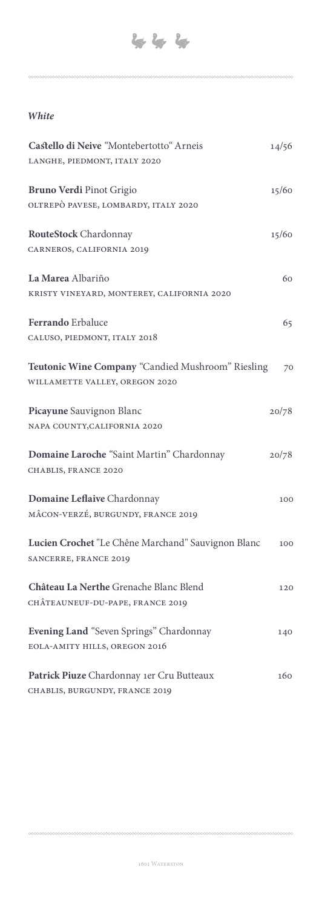### *White*

**Castello di Neive** "Montebertotto" Arneis — 14/56
LANGHE, PIEDMONT, ITALY 2020

**Bruno Verdi** Pinot Grigio — 15/60
OLTREPÒ PAVESE, LOMBARDY, ITALY 2020

**RouteStock** Chardonnay — 15/60
CARNEROS, CALIFORNIA 2019

**La Marea** Albariño — 60
KRISTY VINEYARD, MONTEREY, CALIFORNIA 2020

**Ferrando** Erbaluce — 65
CALUSO, PIEDMONT, ITALY 2018

**Teutonic Wine Company** "Candied Mushroom" Riesling — 70
WILLAMETTE VALLEY, OREGON 2020

**Picayune** Sauvignon Blanc — 20/78
NAPA COUNTY,CALIFORNIA 2020

**Domaine Laroche** "Saint Martin" Chardonnay — 20/78
CHABLIS, FRANCE 2020

**Domaine Leflaive** Chardonnay — 100
MÂCON-VERZÉ, BURGUNDY, FRANCE 2019

**Lucien Crochet** "Le Chêne Marchand" Sauvignon Blanc — 100
SANCERRE, FRANCE 2019

**Château La Nerthe** Grenache Blanc Blend — 120
CHÂTEAUNEUF-DU-PAPE, FRANCE 2019

**Evening Land** "Seven Springs" Chardonnay — 140
EOLA-AMITY HILLS, OREGON 2016

**Patrick Piuze** Chardonnay 1er Cru Butteaux — 160
CHABLIS, BURGUNDY, FRANCE 2019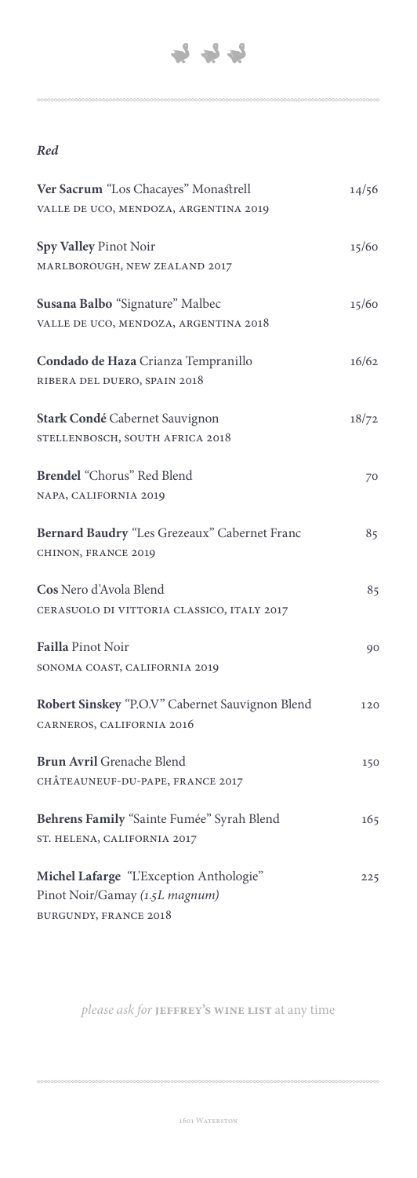### *Red*

**Ver Sacrum** "Los Chacayes" Monastrell — 14/56
VALLE DE UCO, MENDOZA, ARGENTINA 2019

**Spy Valley** Pinot Noir — 15/60
MARLBOROUGH, NEW ZEALAND 2017

**Susana Balbo** "Signature" Malbec — 15/60
VALLE DE UCO, MENDOZA, ARGENTINA 2018

**Condado de Haza** Crianza Tempranillo — 16/62
RIBERA DEL DUERO, SPAIN 2018

**Stark Condé** Cabernet Sauvignon — 18/72
STELLENBOSCH, SOUTH AFRICA 2018

**Brendel** "Chorus" Red Blend — 70
NAPA, CALIFORNIA 2019

**Bernard Baudry** "Les Grezeaux" Cabernet Franc — 85
CHINON, FRANCE 2019

**Cos** Nero d'Avola Blend — 85
CERASUOLO DI VITTORIA CLASSICO, ITALY 2017

**Failla** Pinot Noir — 90
SONOMA COAST, CALIFORNIA 2019

**Robert Sinskey** "P.O.V" Cabernet Sauvignon Blend — 120
CARNEROS, CALIFORNIA 2016

**Brun Avril** Grenache Blend — 150
CHÂTEAUNEUF-DU-PAPE, FRANCE 2017

**Behrens Family** "Sainte Fumée" Syrah Blend — 165
ST. HELENA, CALIFORNIA 2017

**Michel Lafarge** "L'Exception Anthologie" Pinot Noir/Gamay *(1.5L magnum)* — 225
BURGUNDY, FRANCE 2018

*please ask for* **JEFFREY'S WINE LIST** at any time

1601 WATERSTON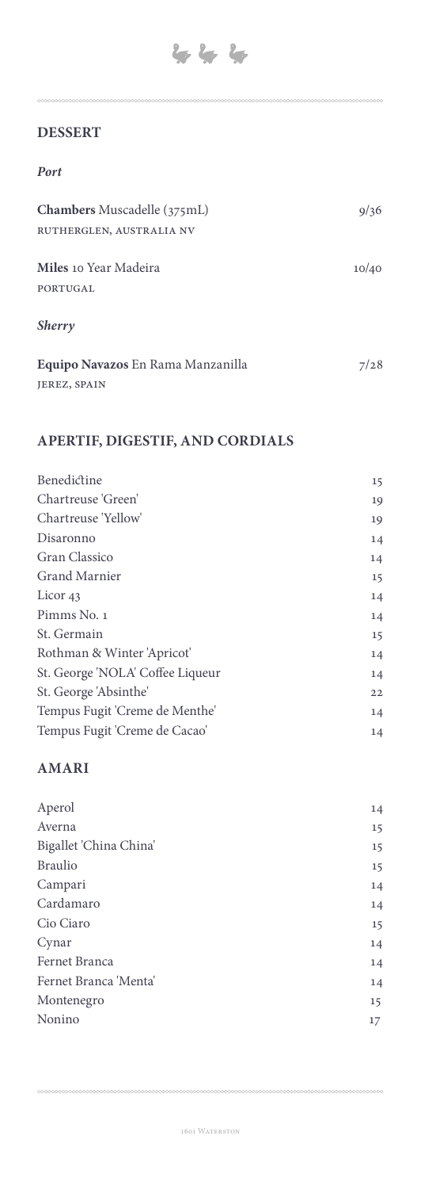## DESSERT

### *Port*

**Chambers** Muscadelle (375mL) — 9/36
RUTHERGLEN, AUSTRALIA NV

**Miles** 10 Year Madeira — 10/40
PORTUGAL

### *Sherry*

**Equipo Navazos** En Rama Manzanilla — 7/28
JEREZ, SPAIN

## APERTIF, DIGESTIF, AND CORDIALS

| | |
|---|---|
| Benedictine | 15 |
| Chartreuse 'Green' | 19 |
| Chartreuse 'Yellow' | 19 |
| Disaronno | 14 |
| Gran Classico | 14 |
| Grand Marnier | 15 |
| Licor 43 | 14 |
| Pimms No. 1 | 14 |
| St. Germain | 15 |
| Rothman & Winter 'Apricot' | 14 |
| St. George 'NOLA' Coffee Liqueur | 14 |
| St. George 'Absinthe' | 22 |
| Tempus Fugit 'Creme de Menthe' | 14 |
| Tempus Fugit 'Creme de Cacao' | 14 |

## AMARI

| | |
|---|---|
| Aperol | 14 |
| Averna | 15 |
| Bigallet 'China China' | 15 |
| Braulio | 15 |
| Campari | 14 |
| Cardamaro | 14 |
| Cio Ciaro | 15 |
| Cynar | 14 |
| Fernet Branca | 14 |
| Fernet Branca 'Menta' | 14 |
| Montenegro | 15 |
| Nonino | 17 |